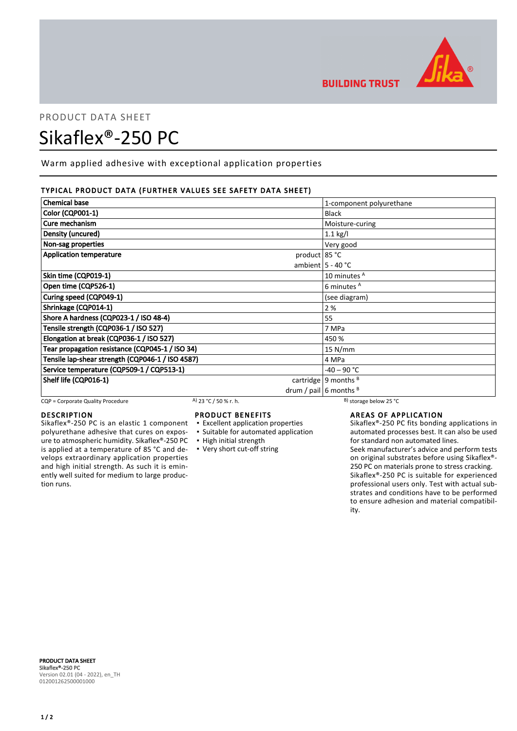PRODUCT DATA SHEET

# Sikaflex®-250 PC

Warm applied adhesive with exceptional application properties

## TYPICAL PRODUCT DATA (FURTHER VALUES SEE SAFETY DATA SHEET)

| Property | | Value |
|---|---|---|
| Chemical base | | 1-component polyurethane |
| Color (CQP001-1) | | Black |
| Cure mechanism | | Moisture-curing |
| Density (uncured) | | 1.1 kg/l |
| Non-sag properties | | Very good |
| Application temperature | product | 85 °C |
| | ambient | 5 - 40 °C |
| Skin time (CQP019-1) | | 10 minutes [A] |
| Open time (CQP526-1) | | 6 minutes [A] |
| Curing speed (CQP049-1) | | (see diagram) |
| Shrinkage (CQP014-1) | | 2 % |
| Shore A hardness (CQP023-1 / ISO 48-4) | | 55 |
| Tensile strength (CQP036-1 / ISO 527) | | 7 MPa |
| Elongation at break (CQP036-1 / ISO 527) | | 450 % |
| Tear propagation resistance (CQP045-1 / ISO 34) | | 15 N/mm |
| Tensile lap-shear strength (CQP046-1 / ISO 4587) | | 4 MPa |
| Service temperature (CQP509-1 / CQP513-1) | | -40 – 90 °C |
| Shelf life (CQP016-1) | cartridge | 9 months [B] |
| | drum / pail | 6 months [B] |

CQP = Corporate Quality Procedure    A) 23 °C / 50 % r. h.    B) storage below 25 °C

## DESCRIPTION

Sikaflex®-250 PC is an elastic 1 component polyurethane adhesive that cures on exposure to atmospheric humidity. Sikaflex®-250 PC is applied at a temperature of 85 °C and develops extraordinary application properties and high initial strength. As such it is eminently well suited for medium to large production runs.

## PRODUCT BENEFITS

- Excellent application properties
- Suitable for automated application
- High initial strength
- Very short cut-off string

## AREAS OF APPLICATION

Sikaflex®-250 PC fits bonding applications in automated processes best. It can also be used for standard non automated lines.

Seek manufacturer's advice and perform tests on original substrates before using Sikaflex®-250 PC on materials prone to stress cracking.

Sikaflex®-250 PC is suitable for experienced professional users only. Test with actual substrates and conditions have to be performed to ensure adhesion and material compatibility.

**PRODUCT DATA SHEET**
**Sikaflex®-250 PC**
Version 02.01 (04 - 2022), en_TH
012001262500001000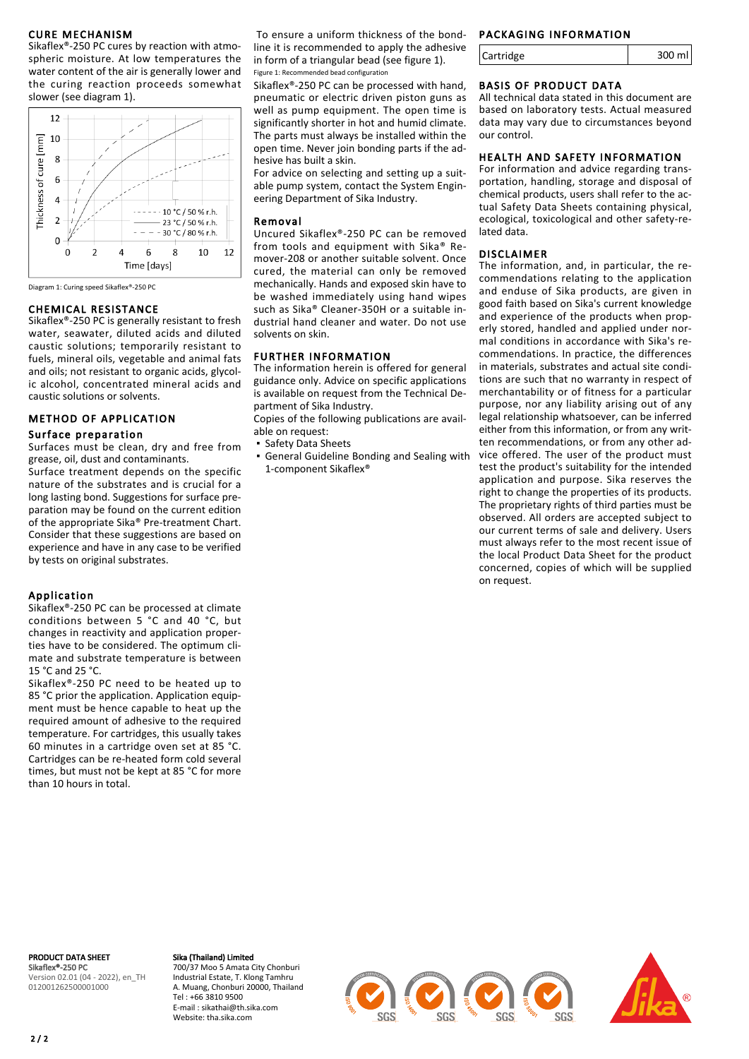## CURE MECHANISM

Sikaflex®-250 PC cures by reaction with atmospheric moisture. At low temperatures the water content of the air is generally lower and the curing reaction proceeds somewhat slower (see diagram 1).

12
10
8
6
4
2
0
Thickness of cure [mm]
0 2 4 6 8 10 12
Time [days]
10 °C / 50 % r.h.
23 °C / 50 % r.h.
30 °C / 80 % r.h.

Diagram 1: Curing speed Sikaflex®-250 PC

## CHEMICAL RESISTANCE

Sikaflex®-250 PC is generally resistant to fresh water, seawater, diluted acids and diluted caustic solutions; temporarily resistant to fuels, mineral oils, vegetable and animal fats and oils; not resistant to organic acids, glycolic alcohol, concentrated mineral acids and caustic solutions or solvents.

## METHOD OF APPLICATION

### Surface preparation

Surfaces must be clean, dry and free from grease, oil, dust and contaminants.

Surface treatment depends on the specific nature of the substrates and is crucial for a long lasting bond. Suggestions for surface preparation may be found on the current edition of the appropriate Sika® Pre-treatment Chart. Consider that these suggestions are based on experience and have in any case to be verified by tests on original substrates.

### Application

Sikaflex®-250 PC can be processed at climate conditions between 5 °C and 40 °C, but changes in reactivity and application properties have to be considered. The optimum climate and substrate temperature is between 15 °C and 25 °C.

Sikaflex®-250 PC need to be heated up to 85 °C prior the application. Application equipment must be hence capable to heat up the required amount of adhesive to the required temperature. For cartridges, this usually takes 60 minutes in a cartridge oven set at 85 °C. Cartridges can be re-heated form cold several times, but must not be kept at 85 °C for more than 10 hours in total.

To ensure a uniform thickness of the bondline it is recommended to apply the adhesive in form of a triangular bead (see figure 1).

Figure 1: Recommended bead configuration

Sikaflex®-250 PC can be processed with hand, pneumatic or electric driven piston guns as well as pump equipment. The open time is significantly shorter in hot and humid climate. The parts must always be installed within the open time. Never join bonding parts if the adhesive has built a skin.

For advice on selecting and setting up a suitable pump system, contact the System Engineering Department of Sika Industry.

### Removal

Uncured Sikaflex®-250 PC can be removed from tools and equipment with Sika® Remover-208 or another suitable solvent. Once cured, the material can only be removed mechanically. Hands and exposed skin have to be washed immediately using hand wipes such as Sika® Cleaner-350H or a suitable industrial hand cleaner and water. Do not use solvents on skin.

## FURTHER INFORMATION

The information herein is offered for general guidance only. Advice on specific applications is available on request from the Technical Department of Sika Industry.

Copies of the following publications are available on request:

- Safety Data Sheets
- General Guideline Bonding and Sealing with 1-component Sikaflex®

## PACKAGING INFORMATION

| | |
|---|---|
| Cartridge | 300 ml |

## BASIS OF PRODUCT DATA

All technical data stated in this document are based on laboratory tests. Actual measured data may vary due to circumstances beyond our control.

## HEALTH AND SAFETY INFORMATION

For information and advice regarding transportation, handling, storage and disposal of chemical products, users shall refer to the actual Safety Data Sheets containing physical, ecological, toxicological and other safety-related data.

## DISCLAIMER

The information, and, in particular, the recommendations relating to the application and enduse of Sika products, are given in good faith based on Sika's current knowledge and experience of the products when properly stored, handled and applied under normal conditions in accordance with Sika's recommendations. In practice, the differences in materials, substrates and actual site conditions are such that no warranty in respect of merchantability or of fitness for a particular purpose, nor any liability arising out of any legal relationship whatsoever, can be inferred either from this information, or from any written recommendations, or from any other advice offered. The user of the product must test the product's suitability for the intended application and purpose. Sika reserves the right to change the properties of its products. The proprietary rights of third parties must be observed. All orders are accepted subject to our current terms of sale and delivery. Users must always refer to the most recent issue of the local Product Data Sheet for the product concerned, copies of which will be supplied on request.

**PRODUCT DATA SHEET**
**Sikaflex®-250 PC**
Version 02.01 (04 - 2022), en_TH
012001262500001000

**Sika (Thailand) Limited**
700/37 Moo 5 Amata City Chonburi Industrial Estate, T. Klong Tamhru A. Muang, Chonburi 20000, Thailand
Tel : +66 3810 9500
E-mail : sikathai@th.sika.com
Website: tha.sika.com